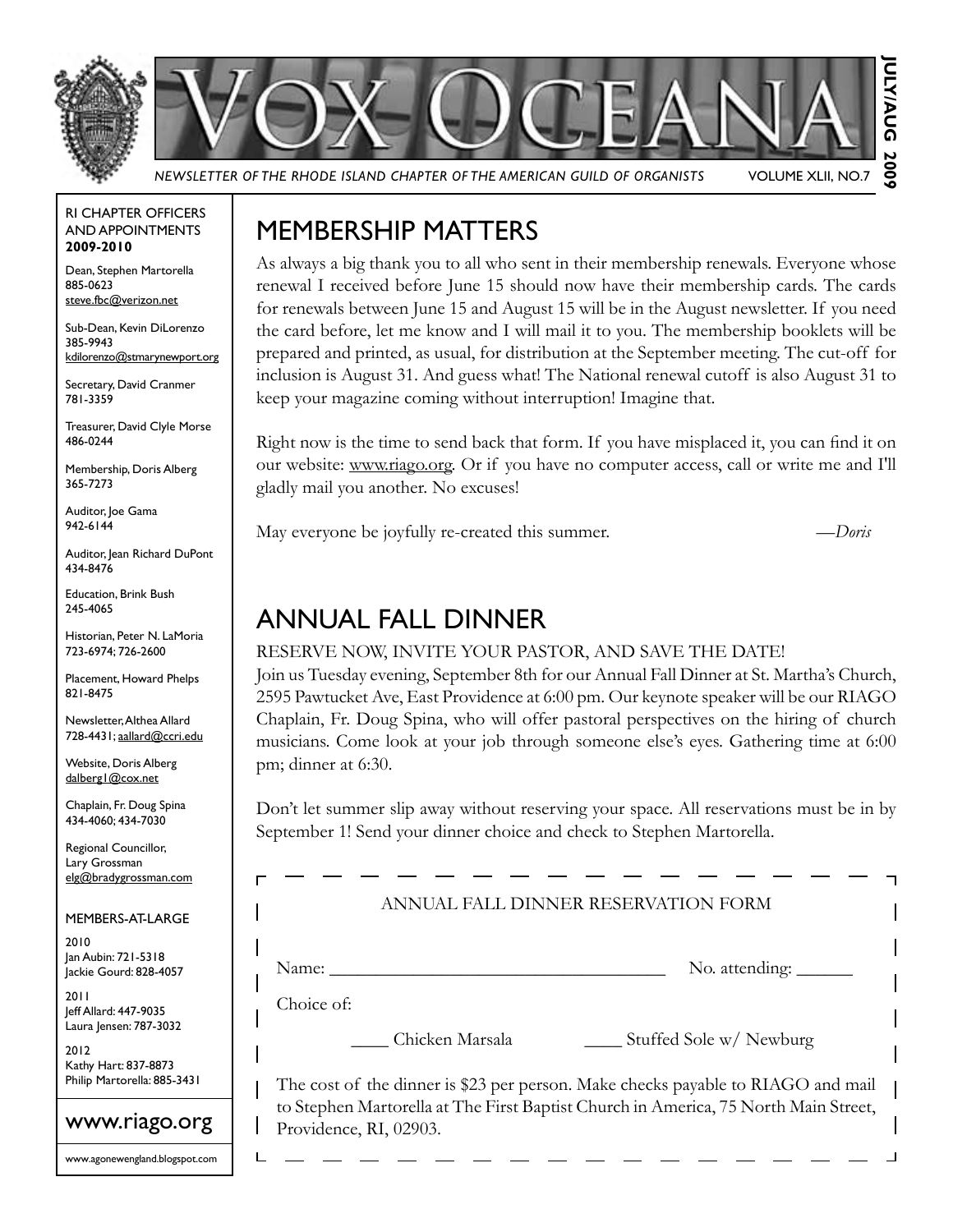# VOX OCEANA

*NEWSLETTER OF THE RHODE ISLAND CHAPTER OF THE AMERICAN GUILD OF ORGANISTS* VOLUME XLII, NO.7

**JULY/AUG 2009**

RI CHAPTER OFFICERS AND APPOINTMENTS
**2009-2010**

Dean, Stephen Martorella
885-0623
steve.fbc@verizon.net

Sub-Dean, Kevin DiLorenzo
385-9943
kdilorenzo@stmarynewport.org

Secretary, David Cranmer
781-3359

Treasurer, David Clyle Morse
486-0244

Membership, Doris Alberg
365-7273

Auditor, Joe Gama
942-6144

Auditor, Jean Richard DuPont
434-8476

Education, Brink Bush
245-4065

Historian, Peter N. LaMoria
723-6974; 726-2600

Placement, Howard Phelps
821-8475

Newsletter, Althea Allard
728-4431; aallard@ccri.edu

Website, Doris Alberg
dalberg1@cox.net

Chaplain, Fr. Doug Spina
434-4060; 434-7030

Regional Councillor,
Lary Grossman
elg@bradygrossman.com

MEMBERS-AT-LARGE

2010
Jan Aubin: 721-5318
Jackie Gourd: 828-4057

2011
Jeff Allard: 447-9035
Laura Jensen: 787-3032

2012
Kathy Hart: 837-8873
Philip Martorella: 885-3431

www.riago.org

www.agonewengland.blogspot.com

## MEMBERSHIP MATTERS

As always a big thank you to all who sent in their membership renewals. Everyone whose renewal I received before June 15 should now have their membership cards. The cards for renewals between June 15 and August 15 will be in the August newsletter. If you need the card before, let me know and I will mail it to you. The membership booklets will be prepared and printed, as usual, for distribution at the September meeting. The cut-off for inclusion is August 31. And guess what! The National renewal cutoff is also August 31 to keep your magazine coming without interruption! Imagine that.

Right now is the time to send back that form. If you have misplaced it, you can find it on our website: www.riago.org. Or if you have no computer access, call or write me and I'll gladly mail you another. No excuses!

May everyone be joyfully re-created this summer. —*Doris*

## ANNUAL FALL DINNER

RESERVE NOW, INVITE YOUR PASTOR, AND SAVE THE DATE!

Join us Tuesday evening, September 8th for our Annual Fall Dinner at St. Martha's Church, 2595 Pawtucket Ave, East Providence at 6:00 pm. Our keynote speaker will be our RIAGO Chaplain, Fr. Doug Spina, who will offer pastoral perspectives on the hiring of church musicians. Come look at your job through someone else's eyes. Gathering time at 6:00 pm; dinner at 6:30.

Don't let summer slip away without reserving your space. All reservations must be in by September 1! Send your dinner choice and check to Stephen Martorella.

ANNUAL FALL DINNER RESERVATION FORM

Name: ____________________________________ No. attending: ______

Choice of:

____ Chicken Marsala ____ Stuffed Sole w/ Newburg

The cost of the dinner is $23 per person. Make checks payable to RIAGO and mail to Stephen Martorella at The First Baptist Church in America, 75 North Main Street, Providence, RI, 02903.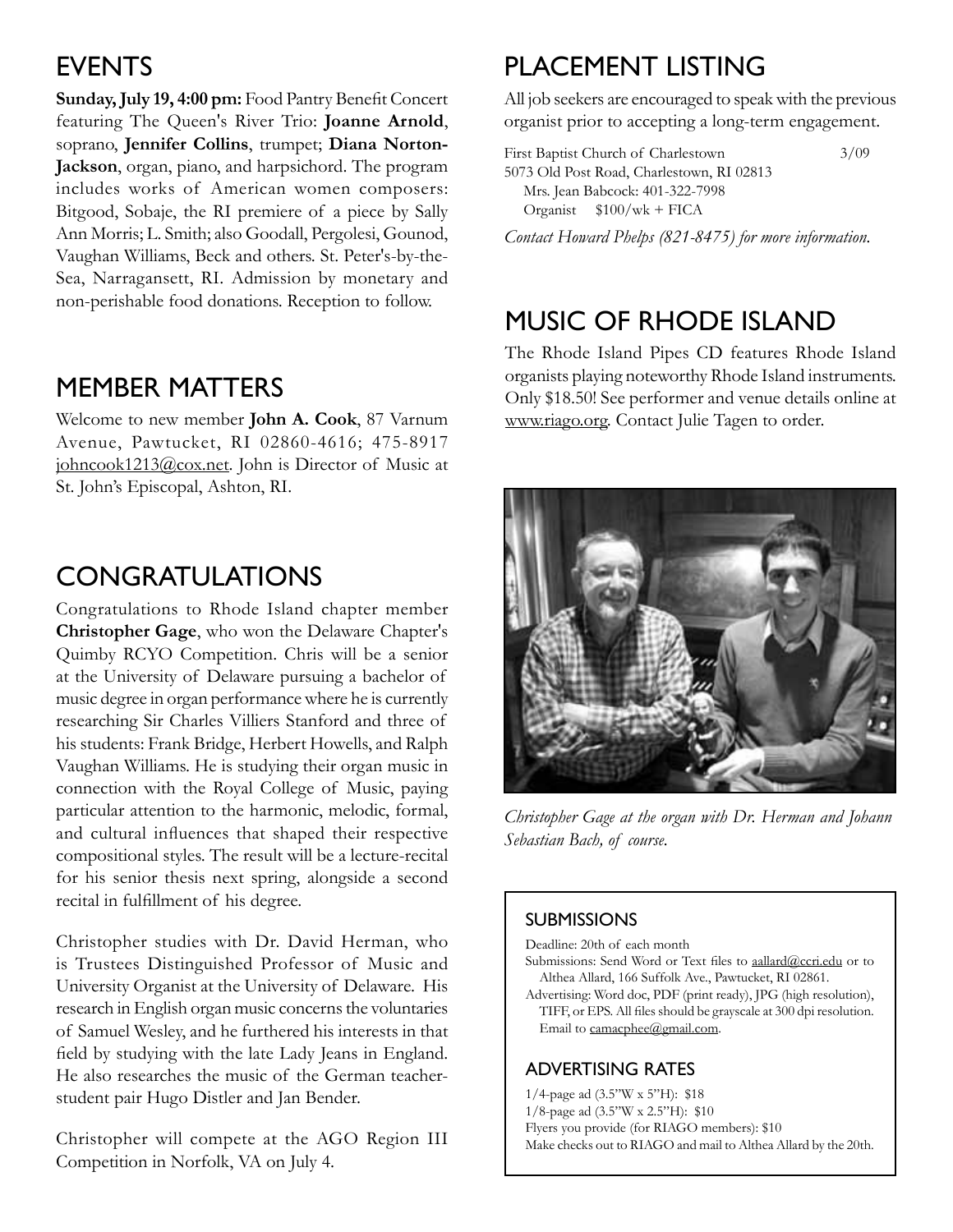## EVENTS

**Sunday, July 19, 4:00 pm:** Food Pantry Benefit Concert featuring The Queen's River Trio: **Joanne Arnold**, soprano, **Jennifer Collins**, trumpet; **Diana Norton-Jackson**, organ, piano, and harpsichord. The program includes works of American women composers: Bitgood, Sobaje, the RI premiere of a piece by Sally Ann Morris; L. Smith; also Goodall, Pergolesi, Gounod, Vaughan Williams, Beck and others. St. Peter's-by-the-Sea, Narragansett, RI. Admission by monetary and non-perishable food donations. Reception to follow.

## MEMBER MATTERS

Welcome to new member **John A. Cook**, 87 Varnum Avenue, Pawtucket, RI 02860-4616; 475-8917 johncook1213@cox.net. John is Director of Music at St. John's Episcopal, Ashton, RI.

## CONGRATULATIONS

Congratulations to Rhode Island chapter member **Christopher Gage**, who won the Delaware Chapter's Quimby RCYO Competition. Chris will be a senior at the University of Delaware pursuing a bachelor of music degree in organ performance where he is currently researching Sir Charles Villiers Stanford and three of his students: Frank Bridge, Herbert Howells, and Ralph Vaughan Williams. He is studying their organ music in connection with the Royal College of Music, paying particular attention to the harmonic, melodic, formal, and cultural influences that shaped their respective compositional styles. The result will be a lecture-recital for his senior thesis next spring, alongside a second recital in fulfillment of his degree.

Christopher studies with Dr. David Herman, who is Trustees Distinguished Professor of Music and University Organist at the University of Delaware. His research in English organ music concerns the voluntaries of Samuel Wesley, and he furthered his interests in that field by studying with the late Lady Jeans in England. He also researches the music of the German teacher-student pair Hugo Distler and Jan Bender.

Christopher will compete at the AGO Region III Competition in Norfolk, VA on July 4.

## PLACEMENT LISTING

All job seekers are encouraged to speak with the previous organist prior to accepting a long-term engagement.

First Baptist Church of Charlestown 3/09
5073 Old Post Road, Charlestown, RI 02813
Mrs. Jean Babcock: 401-322-7998
Organist $100/wk + FICA

*Contact Howard Phelps (821-8475) for more information.*

## MUSIC OF RHODE ISLAND

The Rhode Island Pipes CD features Rhode Island organists playing noteworthy Rhode Island instruments. Only $18.50! See performer and venue details online at www.riago.org. Contact Julie Tagen to order.

*Christopher Gage at the organ with Dr. Herman and Johann Sebastian Bach, of course.*

### SUBMISSIONS

Deadline: 20th of each month
Submissions: Send Word or Text files to aallard@ccri.edu or to Althea Allard, 166 Suffolk Ave., Pawtucket, RI 02861.
Advertising: Word doc, PDF (print ready), JPG (high resolution), TIFF, or EPS. All files should be grayscale at 300 dpi resolution. Email to camacphee@gmail.com.

### ADVERTISING RATES

1/4-page ad (3.5"W x 5"H): $18
1/8-page ad (3.5"W x 2.5"H): $10
Flyers you provide (for RIAGO members): $10
Make checks out to RIAGO and mail to Althea Allard by the 20th.